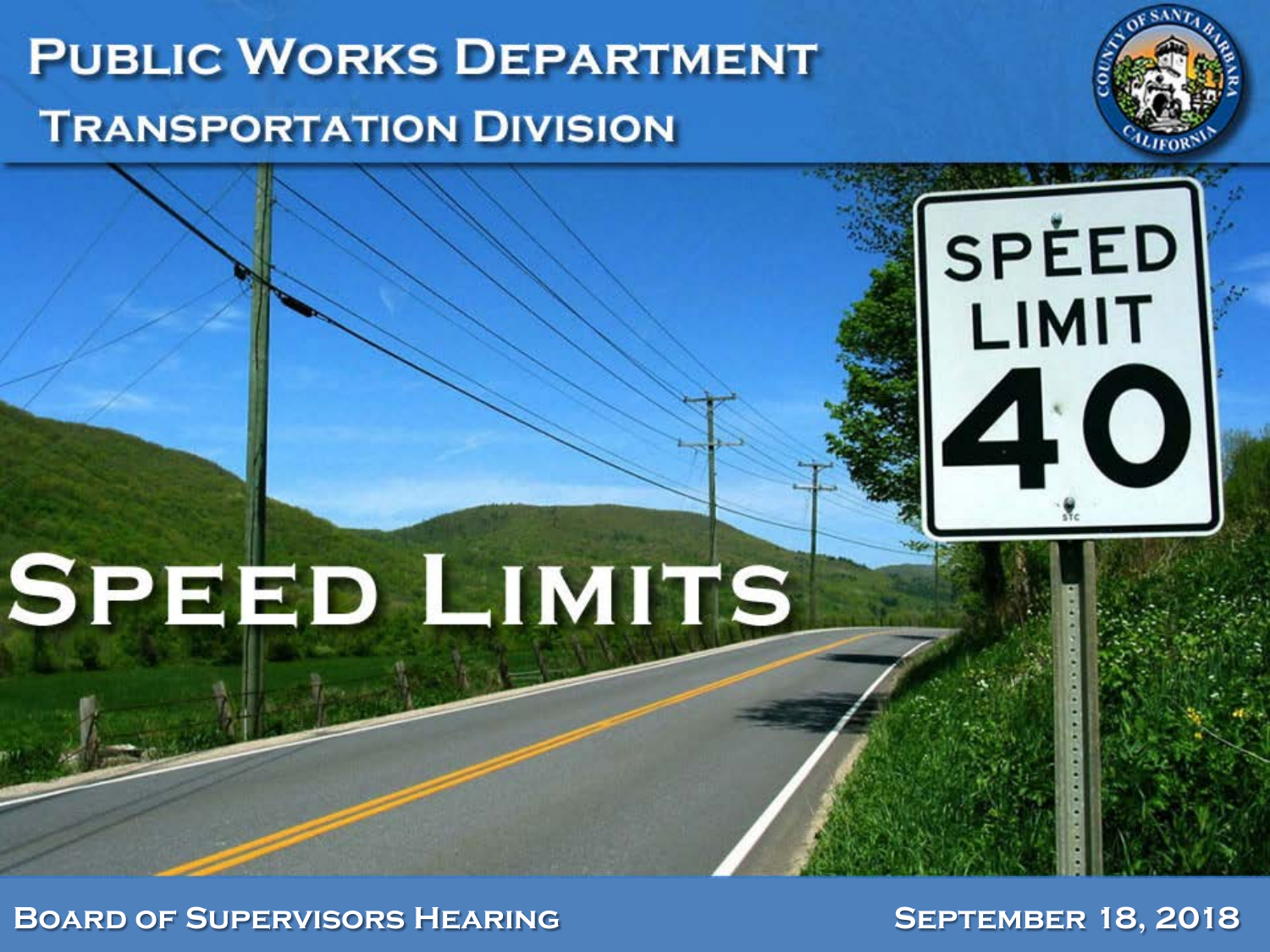# Public Works Department

## Transportation Division

# Speed Limits

Board of Supervisors Hearing

September 18, 2018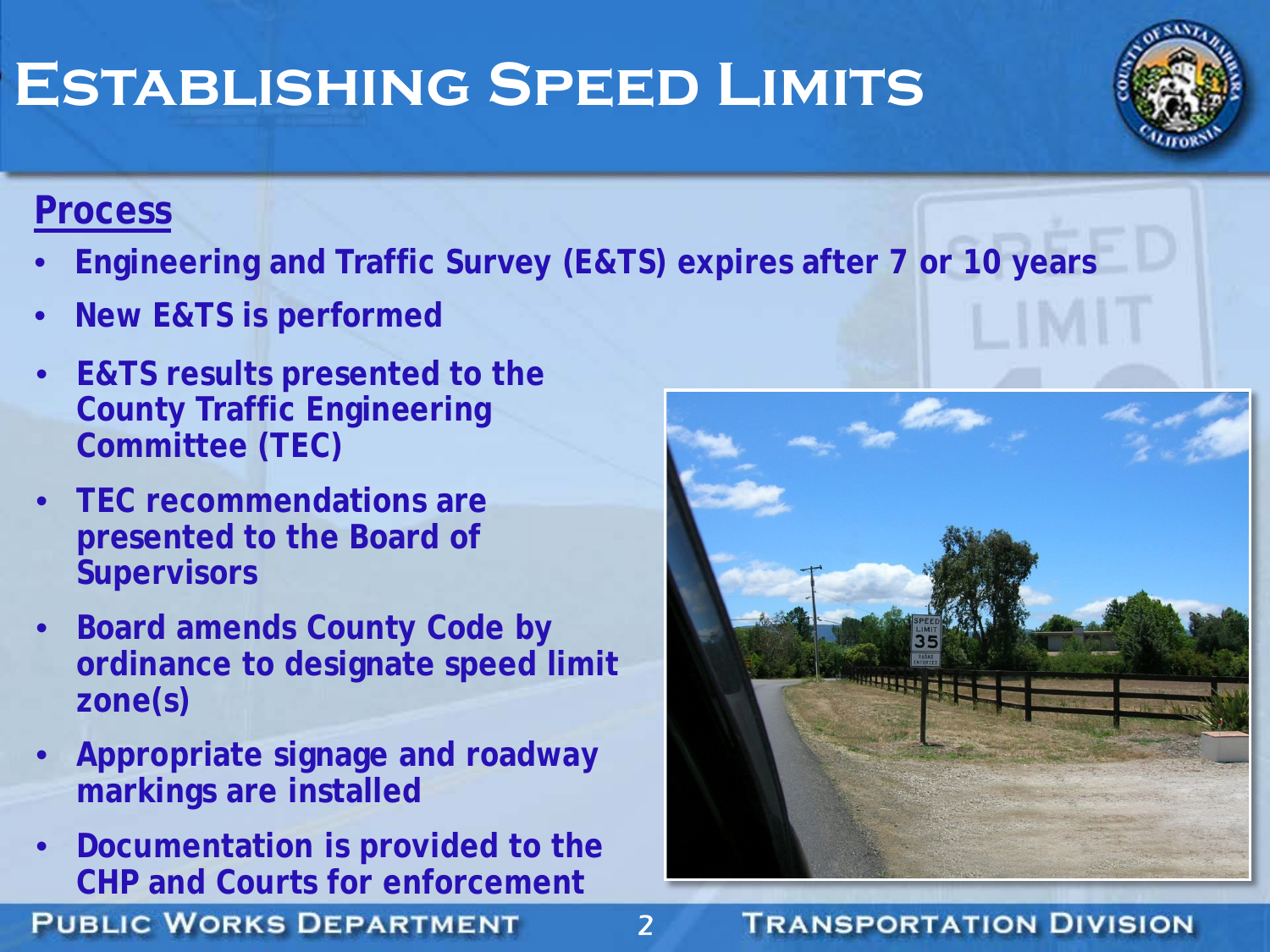# Establishing Speed Limits

## Process

- **Engineering and Traffic Survey (E&TS) expires after 7 or 10 years**
- **New E&TS is performed**
- **E&TS results presented to the County Traffic Engineering Committee (TEC)**
- **TEC recommendations are presented to the Board of Supervisors**
- **Board amends County Code by ordinance to designate speed limit zone(s)**
- **Appropriate signage and roadway markings are installed**
- **Documentation is provided to the CHP and Courts for enforcement**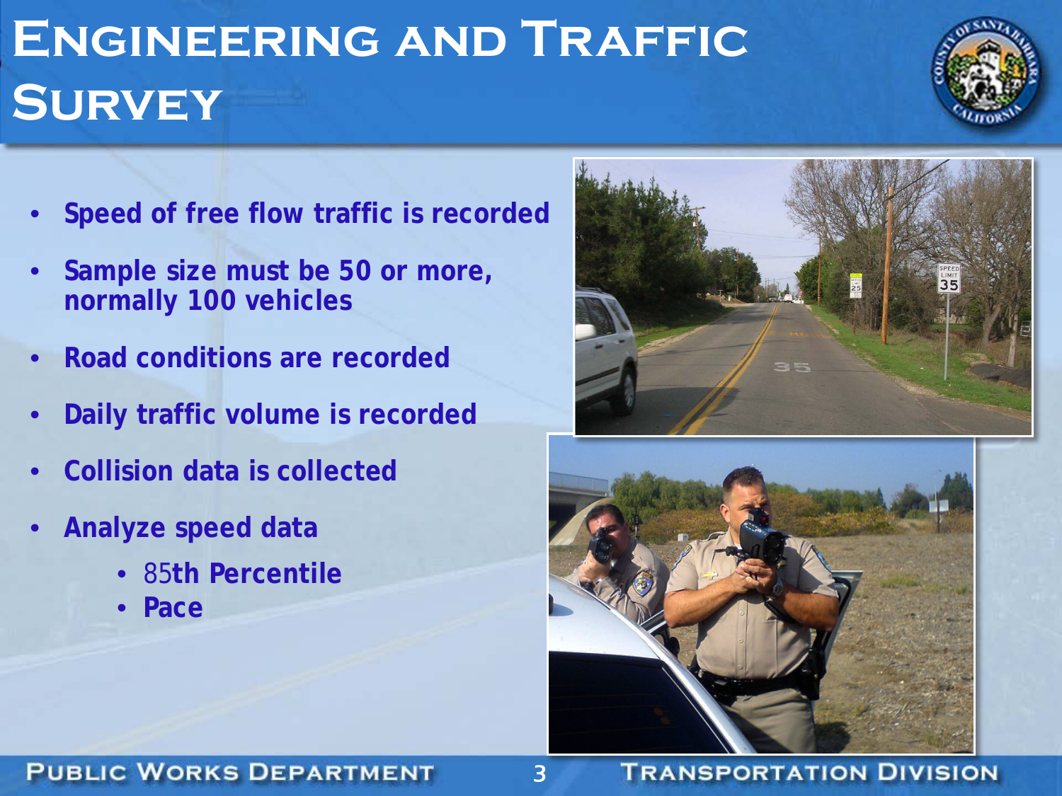# Engineering and Traffic Survey

- Speed of free flow traffic is recorded
- Sample size must be 50 or more, normally 100 vehicles
- Road conditions are recorded
- Daily traffic volume is recorded
- Collision data is collected
- Analyze speed data
  - 85th Percentile
  - Pace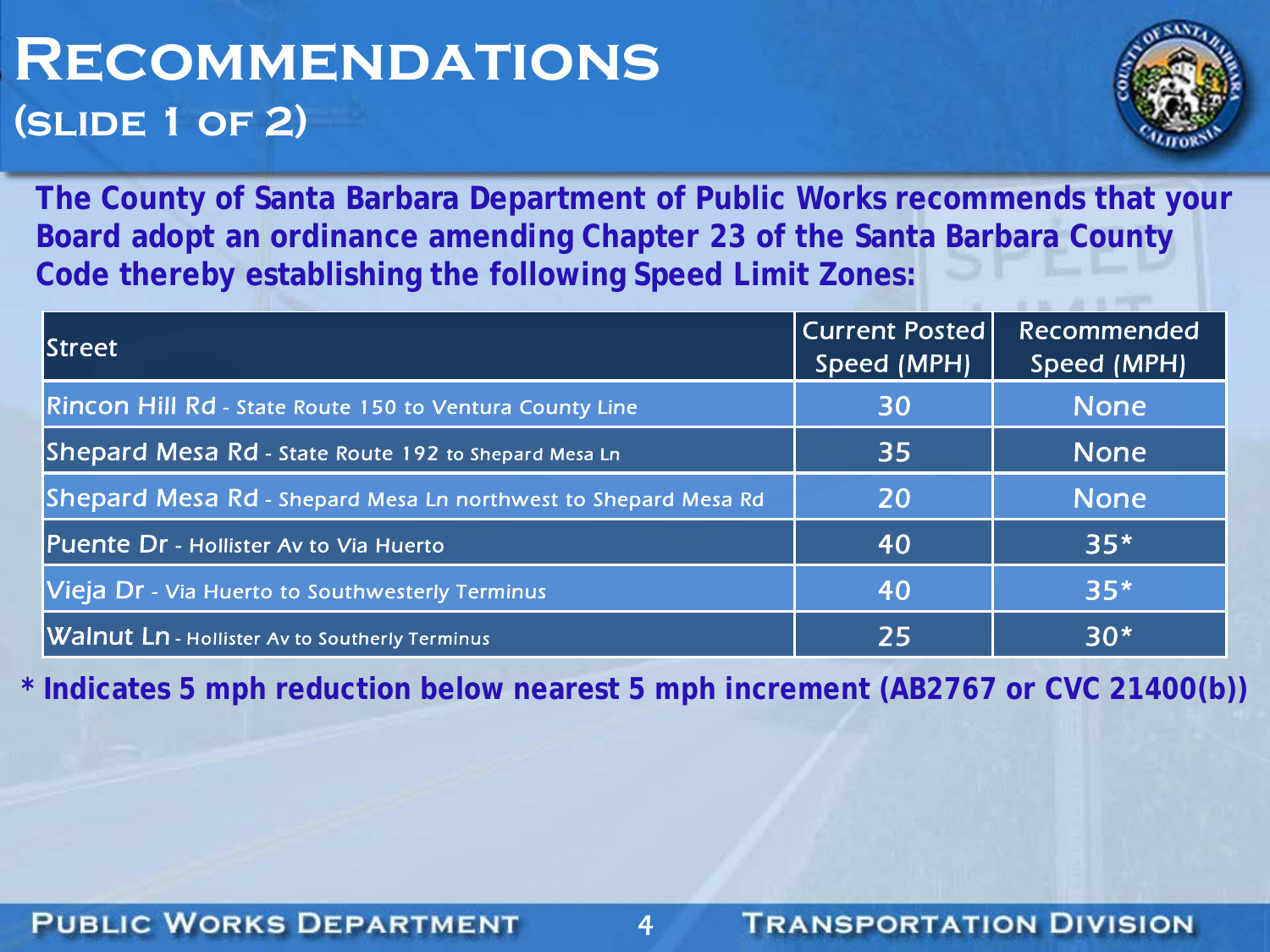# Recommendations
## (slide 1 of 2)

**The County of Santa Barbara Department of Public Works recommends that your Board adopt an ordinance amending Chapter 23 of the Santa Barbara County Code thereby establishing the following Speed Limit Zones:**

| Street | Current Posted Speed (MPH) | Recommended Speed (MPH) |
|---|---|---|
| Rincon Hill Rd - State Route 150 to Ventura County Line | 30 | None |
| Shepard Mesa Rd - State Route 192 to Shepard Mesa Ln | 35 | None |
| Shepard Mesa Rd - Shepard Mesa Ln northwest to Shepard Mesa Rd | 20 | None |
| Puente Dr - Hollister Av to Via Huerto | 40 | 35* |
| Vieja Dr - Via Huerto to Southwesterly Terminus | 40 | 35* |
| Walnut Ln - Hollister Av to Southerly Terminus | 25 | 30* |

**\* Indicates 5 mph reduction below nearest 5 mph increment (AB2767 or CVC 21400(b))**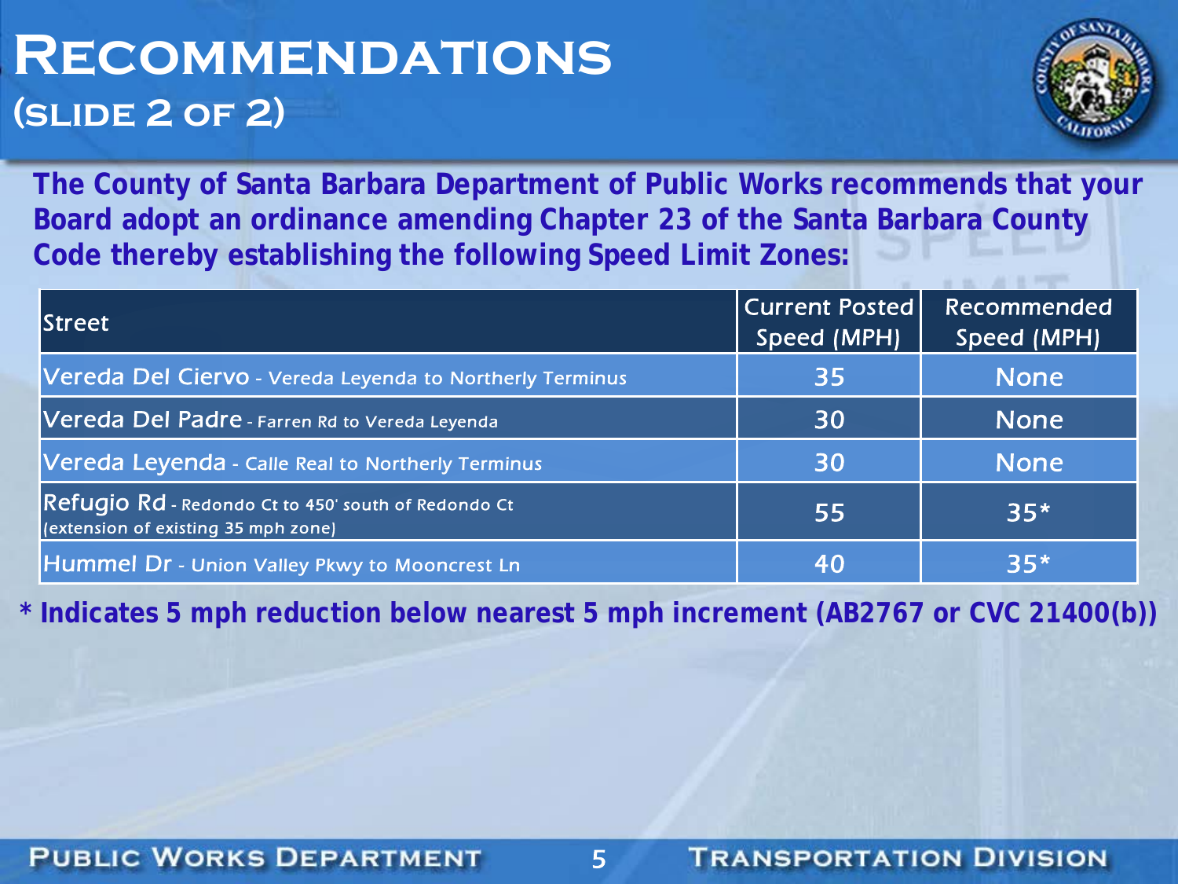# Recommendations
## (slide 2 of 2)

**The County of Santa Barbara Department of Public Works recommends that your Board adopt an ordinance amending Chapter 23 of the Santa Barbara County Code thereby establishing the following Speed Limit Zones:**

| Street | Current Posted Speed (MPH) | Recommended Speed (MPH) |
|---|---|---|
| Vereda Del Ciervo - Vereda Leyenda to Northerly Terminus | 35 | None |
| Vereda Del Padre - Farren Rd to Vereda Leyenda | 30 | None |
| Vereda Leyenda - Calle Real to Northerly Terminus | 30 | None |
| Refugio Rd - Redondo Ct to 450' south of Redondo Ct (extension of existing 35 mph zone) | 55 | 35* |
| Hummel Dr - Union Valley Pkwy to Mooncrest Ln | 40 | 35* |

**\* Indicates 5 mph reduction below nearest 5 mph increment (AB2767 or CVC 21400(b))**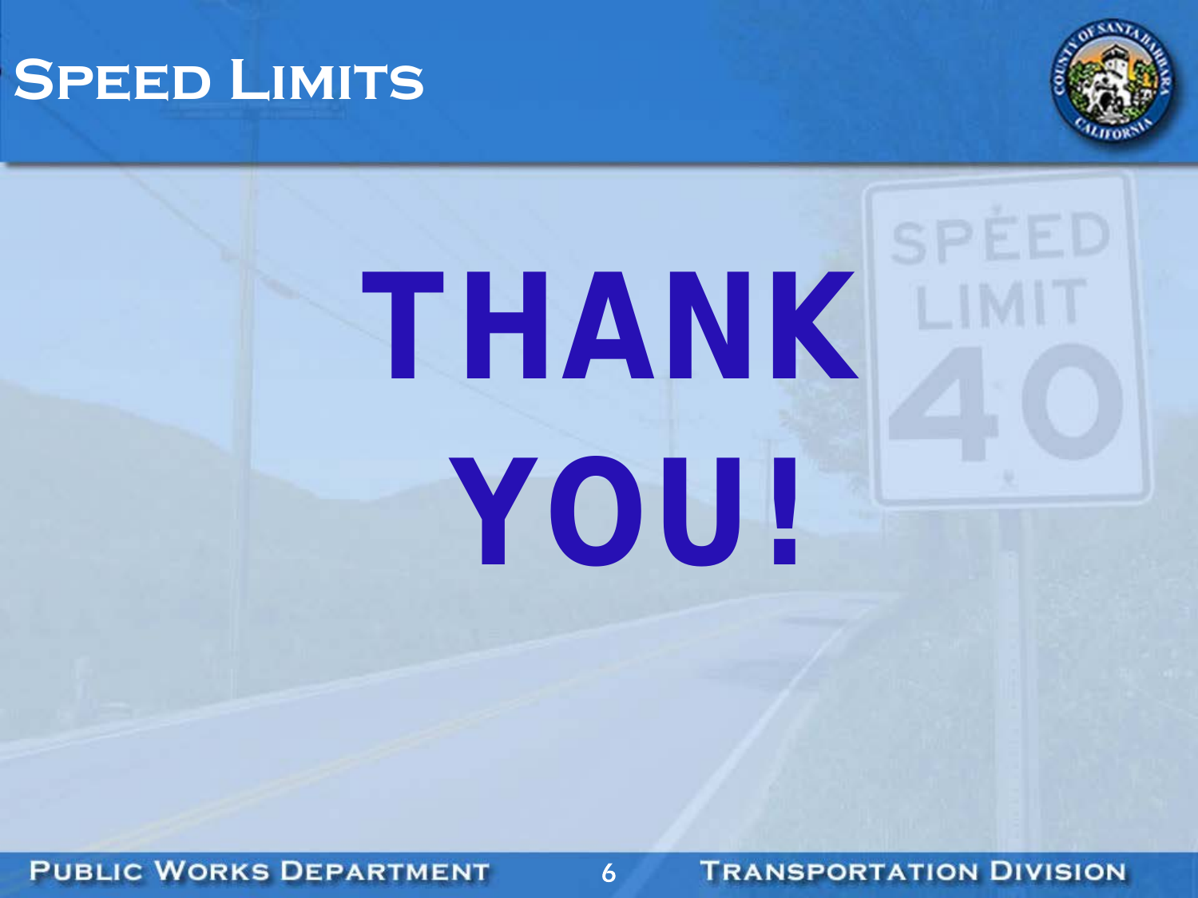# Speed Limits

# THANK YOU!